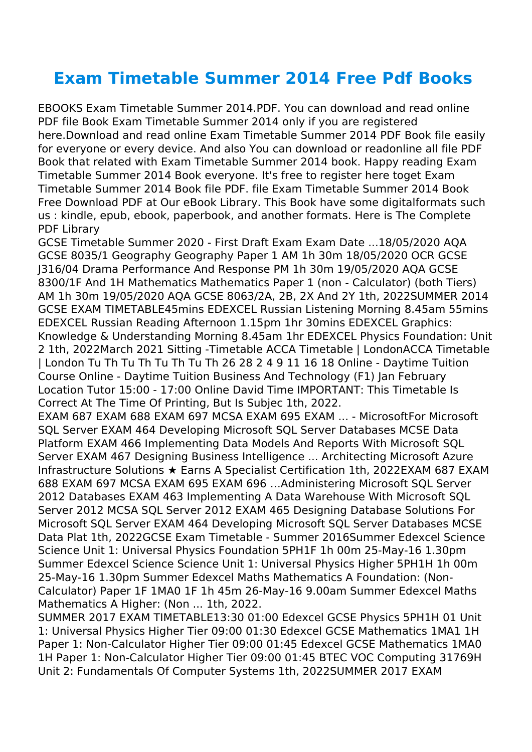# Exam Timetable Summer 2014 Free Pdf Books

EBOOKS Exam Timetable Summer 2014.PDF. You can download and read online PDF file Book Exam Timetable Summer 2014 only if you are registered here.Download and read online Exam Timetable Summer 2014 PDF Book file easily for everyone or every device. And also You can download or readonline all file PDF Book that related with Exam Timetable Summer 2014 book. Happy reading Exam Timetable Summer 2014 Book everyone. It's free to register here toget Exam Timetable Summer 2014 Book file PDF. file Exam Timetable Summer 2014 Book Free Download PDF at Our eBook Library. This Book have some digitalformats such us : kindle, epub, ebook, paperbook, and another formats. Here is The Complete PDF Library

GCSE Timetable Summer 2020 - First Draft Exam Exam Date ...18/05/2020 AQA GCSE 8035/1 Geography Geography Paper 1 AM 1h 30m 18/05/2020 OCR GCSE J316/04 Drama Performance And Response PM 1h 30m 19/05/2020 AQA GCSE 8300/1F And 1H Mathematics Mathematics Paper 1 (non - Calculator) (both Tiers) AM 1h 30m 19/05/2020 AQA GCSE 8063/2A, 2B, 2X And 2Y 1th, 2022SUMMER 2014 GCSE EXAM TIMETABLE45mins EDEXCEL Russian Listening Morning 8.45am 55mins EDEXCEL Russian Reading Afternoon 1.15pm 1hr 30mins EDEXCEL Graphics: Knowledge & Understanding Morning 8.45am 1hr EDEXCEL Physics Foundation: Unit 2 1th, 2022March 2021 Sitting -Timetable ACCA Timetable | LondonACCA Timetable | London Tu Th Tu Th Tu Th Tu Th 26 28 2 4 9 11 16 18 Online - Daytime Tuition Course Online - Daytime Tuition Business And Technology (F1) Jan February Location Tutor 15:00 - 17:00 Online David Time IMPORTANT: This Timetable Is Correct At The Time Of Printing, But Is Subjec 1th, 2022.

EXAM 687 EXAM 688 EXAM 697 MCSA EXAM 695 EXAM ... - MicrosoftFor Microsoft SQL Server EXAM 464 Developing Microsoft SQL Server Databases MCSE Data Platform EXAM 466 Implementing Data Models And Reports With Microsoft SQL Server EXAM 467 Designing Business Intelligence ... Architecting Microsoft Azure Infrastructure Solutions ★ Earns A Specialist Certification 1th, 2022EXAM 687 EXAM 688 EXAM 697 MCSA EXAM 695 EXAM 696 …Administering Microsoft SQL Server 2012 Databases EXAM 463 Implementing A Data Warehouse With Microsoft SQL Server 2012 MCSA SQL Server 2012 EXAM 465 Designing Database Solutions For Microsoft SQL Server EXAM 464 Developing Microsoft SQL Server Databases MCSE Data Plat 1th, 2022GCSE Exam Timetable - Summer 2016Summer Edexcel Science Science Unit 1: Universal Physics Foundation 5PH1F 1h 00m 25-May-16 1.30pm Summer Edexcel Science Science Unit 1: Universal Physics Higher 5PH1H 1h 00m 25-May-16 1.30pm Summer Edexcel Maths Mathematics A Foundation: (Non-Calculator) Paper 1F 1MA0 1F 1h 45m 26-May-16 9.00am Summer Edexcel Maths Mathematics A Higher: (Non ... 1th, 2022.

SUMMER 2017 EXAM TIMETABLE13:30 01:00 Edexcel GCSE Physics 5PH1H 01 Unit 1: Universal Physics Higher Tier 09:00 01:30 Edexcel GCSE Mathematics 1MA1 1H Paper 1: Non-Calculator Higher Tier 09:00 01:45 Edexcel GCSE Mathematics 1MA0 1H Paper 1: Non-Calculator Higher Tier 09:00 01:45 BTEC VOC Computing 31769H Unit 2: Fundamentals Of Computer Systems 1th, 2022SUMMER 2017 EXAM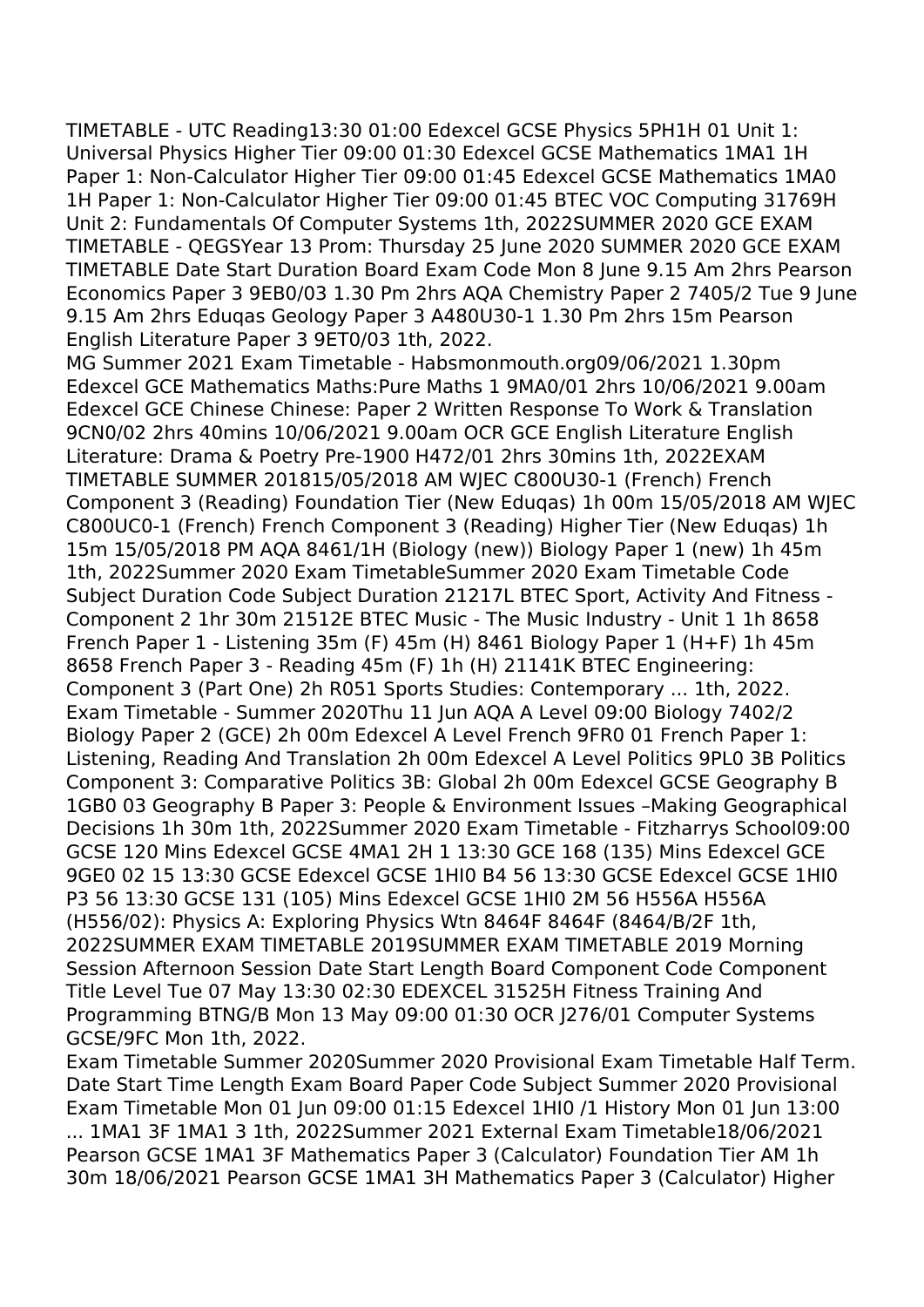TIMETABLE - UTC Reading13:30 01:00 Edexcel GCSE Physics 5PH1H 01 Unit 1: Universal Physics Higher Tier 09:00 01:30 Edexcel GCSE Mathematics 1MA1 1H Paper 1: Non-Calculator Higher Tier 09:00 01:45 Edexcel GCSE Mathematics 1MA0 1H Paper 1: Non-Calculator Higher Tier 09:00 01:45 BTEC VOC Computing 31769H Unit 2: Fundamentals Of Computer Systems 1th, 2022SUMMER 2020 GCE EXAM TIMETABLE - QEGSYear 13 Prom: Thursday 25 June 2020 SUMMER 2020 GCE EXAM TIMETABLE Date Start Duration Board Exam Code Mon 8 June 9.15 Am 2hrs Pearson Economics Paper 3 9EB0/03 1.30 Pm 2hrs AQA Chemistry Paper 2 7405/2 Tue 9 June 9.15 Am 2hrs Eduqas Geology Paper 3 A480U30-1 1.30 Pm 2hrs 15m Pearson English Literature Paper 3 9ET0/03 1th, 2022.

MG Summer 2021 Exam Timetable - Habsmonmouth.org09/06/2021 1.30pm Edexcel GCE Mathematics Maths:Pure Maths 1 9MA0/01 2hrs 10/06/2021 9.00am Edexcel GCE Chinese Chinese: Paper 2 Written Response To Work & Translation 9CN0/02 2hrs 40mins 10/06/2021 9.00am OCR GCE English Literature English Literature: Drama & Poetry Pre-1900 H472/01 2hrs 30mins 1th, 2022EXAM TIMETABLE SUMMER 201815/05/2018 AM WJEC C800U30-1 (French) French Component 3 (Reading) Foundation Tier (New Eduqas) 1h 00m 15/05/2018 AM WJEC C800UC0-1 (French) French Component 3 (Reading) Higher Tier (New Eduqas) 1h 15m 15/05/2018 PM AQA 8461/1H (Biology (new)) Biology Paper 1 (new) 1h 45m 1th, 2022Summer 2020 Exam TimetableSummer 2020 Exam Timetable Code Subject Duration Code Subject Duration 21217L BTEC Sport, Activity And Fitness - Component 2 1hr 30m 21512E BTEC Music - The Music Industry - Unit 1 1h 8658 French Paper 1 - Listening 35m (F) 45m (H) 8461 Biology Paper 1 (H+F) 1h 45m 8658 French Paper 3 - Reading 45m (F) 1h (H) 21141K BTEC Engineering: Component 3 (Part One) 2h R051 Sports Studies: Contemporary ... 1th, 2022. Exam Timetable - Summer 2020Thu 11 Jun AQA A Level 09:00 Biology 7402/2 Biology Paper 2 (GCE) 2h 00m Edexcel A Level French 9FR0 01 French Paper 1: Listening, Reading And Translation 2h 00m Edexcel A Level Politics 9PL0 3B Politics Component 3: Comparative Politics 3B: Global 2h 00m Edexcel GCSE Geography B 1GB0 03 Geography B Paper 3: People & Environment Issues –Making Geographical Decisions 1h 30m 1th, 2022Summer 2020 Exam Timetable - Fitzharrys School09:00 GCSE 120 Mins Edexcel GCSE 4MA1 2H 1 13:30 GCE 168 (135) Mins Edexcel GCE 9GE0 02 15 13:30 GCSE Edexcel GCSE 1HI0 B4 56 13:30 GCSE Edexcel GCSE 1HI0 P3 56 13:30 GCSE 131 (105) Mins Edexcel GCSE 1HI0 2M 56 H556A H556A (H556/02): Physics A: Exploring Physics Wtn 8464F 8464F (8464/B/2F 1th, 2022SUMMER EXAM TIMETABLE 2019SUMMER EXAM TIMETABLE 2019 Morning Session Afternoon Session Date Start Length Board Component Code Component Title Level Tue 07 May 13:30 02:30 EDEXCEL 31525H Fitness Training And Programming BTNG/B Mon 13 May 09:00 01:30 OCR J276/01 Computer Systems GCSE/9FC Mon 1th, 2022.

Exam Timetable Summer 2020Summer 2020 Provisional Exam Timetable Half Term. Date Start Time Length Exam Board Paper Code Subject Summer 2020 Provisional Exam Timetable Mon 01 Jun 09:00 01:15 Edexcel 1HI0 /1 History Mon 01 Jun 13:00 ... 1MA1 3F 1MA1 3 1th, 2022Summer 2021 External Exam Timetable18/06/2021 Pearson GCSE 1MA1 3F Mathematics Paper 3 (Calculator) Foundation Tier AM 1h 30m 18/06/2021 Pearson GCSE 1MA1 3H Mathematics Paper 3 (Calculator) Higher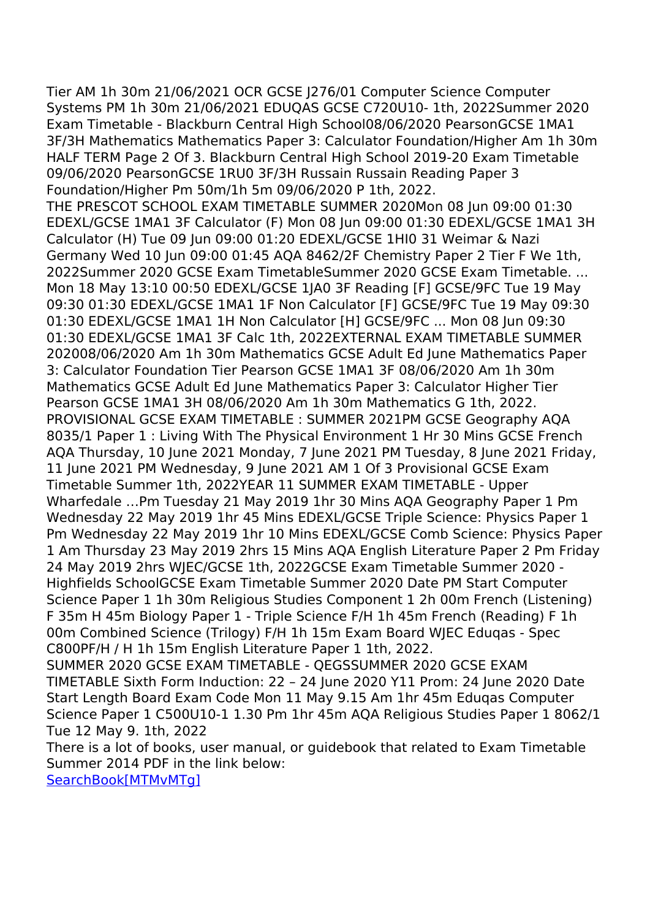Tier AM 1h 30m 21/06/2021 OCR GCSE J276/01 Computer Science Computer Systems PM 1h 30m 21/06/2021 EDUQAS GCSE C720U10- 1th, 2022Summer 2020 Exam Timetable - Blackburn Central High School08/06/2020 PearsonGCSE 1MA1 3F/3H Mathematics Mathematics Paper 3: Calculator Foundation/Higher Am 1h 30m HALF TERM Page 2 Of 3. Blackburn Central High School 2019-20 Exam Timetable 09/06/2020 PearsonGCSE 1RU0 3F/3H Russain Russain Reading Paper 3 Foundation/Higher Pm 50m/1h 5m 09/06/2020 P 1th, 2022.

THE PRESCOT SCHOOL EXAM TIMETABLE SUMMER 2020Mon 08 Jun 09:00 01:30 EDEXL/GCSE 1MA1 3F Calculator (F) Mon 08 Jun 09:00 01:30 EDEXL/GCSE 1MA1 3H Calculator (H) Tue 09 Jun 09:00 01:20 EDEXL/GCSE 1HI0 31 Weimar & Nazi Germany Wed 10 Jun 09:00 01:45 AQA 8462/2F Chemistry Paper 2 Tier F We 1th, 2022Summer 2020 GCSE Exam TimetableSummer 2020 GCSE Exam Timetable. ... Mon 18 May 13:10 00:50 EDEXL/GCSE 1JA0 3F Reading [F] GCSE/9FC Tue 19 May 09:30 01:30 EDEXL/GCSE 1MA1 1F Non Calculator [F] GCSE/9FC Tue 19 May 09:30 01:30 EDEXL/GCSE 1MA1 1H Non Calculator [H] GCSE/9FC ... Mon 08 Jun 09:30 01:30 EDEXL/GCSE 1MA1 3F Calc 1th, 2022EXTERNAL EXAM TIMETABLE SUMMER 202008/06/2020 Am 1h 30m Mathematics GCSE Adult Ed June Mathematics Paper 3: Calculator Foundation Tier Pearson GCSE 1MA1 3F 08/06/2020 Am 1h 30m Mathematics GCSE Adult Ed June Mathematics Paper 3: Calculator Higher Tier Pearson GCSE 1MA1 3H 08/06/2020 Am 1h 30m Mathematics G 1th, 2022. PROVISIONAL GCSE EXAM TIMETABLE : SUMMER 2021PM GCSE Geography AQA 8035/1 Paper 1 : Living With The Physical Environment 1 Hr 30 Mins GCSE French AQA Thursday, 10 June 2021 Monday, 7 June 2021 PM Tuesday, 8 June 2021 Friday, 11 June 2021 PM Wednesday, 9 June 2021 AM 1 Of 3 Provisional GCSE Exam Timetable Summer 1th, 2022YEAR 11 SUMMER EXAM TIMETABLE - Upper Wharfedale …Pm Tuesday 21 May 2019 1hr 30 Mins AQA Geography Paper 1 Pm Wednesday 22 May 2019 1hr 45 Mins EDEXL/GCSE Triple Science: Physics Paper 1 Pm Wednesday 22 May 2019 1hr 10 Mins EDEXL/GCSE Comb Science: Physics Paper 1 Am Thursday 23 May 2019 2hrs 15 Mins AQA English Literature Paper 2 Pm Friday 24 May 2019 2hrs WJEC/GCSE 1th, 2022GCSE Exam Timetable Summer 2020 - Highfields SchoolGCSE Exam Timetable Summer 2020 Date PM Start Computer Science Paper 1 1h 30m Religious Studies Component 1 2h 00m French (Listening) F 35m H 45m Biology Paper 1 - Triple Science F/H 1h 45m French (Reading) F 1h 00m Combined Science (Trilogy) F/H 1h 15m Exam Board WJEC Eduqas - Spec C800PF/H / H 1h 15m English Literature Paper 1 1th, 2022.

SUMMER 2020 GCSE EXAM TIMETABLE - QEGSSUMMER 2020 GCSE EXAM TIMETABLE Sixth Form Induction: 22 – 24 June 2020 Y11 Prom: 24 June 2020 Date Start Length Board Exam Code Mon 11 May 9.15 Am 1hr 45m Eduqas Computer Science Paper 1 C500U10-1 1.30 Pm 1hr 45m AQA Religious Studies Paper 1 8062/1 Tue 12 May 9. 1th, 2022

There is a lot of books, user manual, or guidebook that related to Exam Timetable Summer 2014 PDF in the link below:

SearchBook[MTMvMTg]